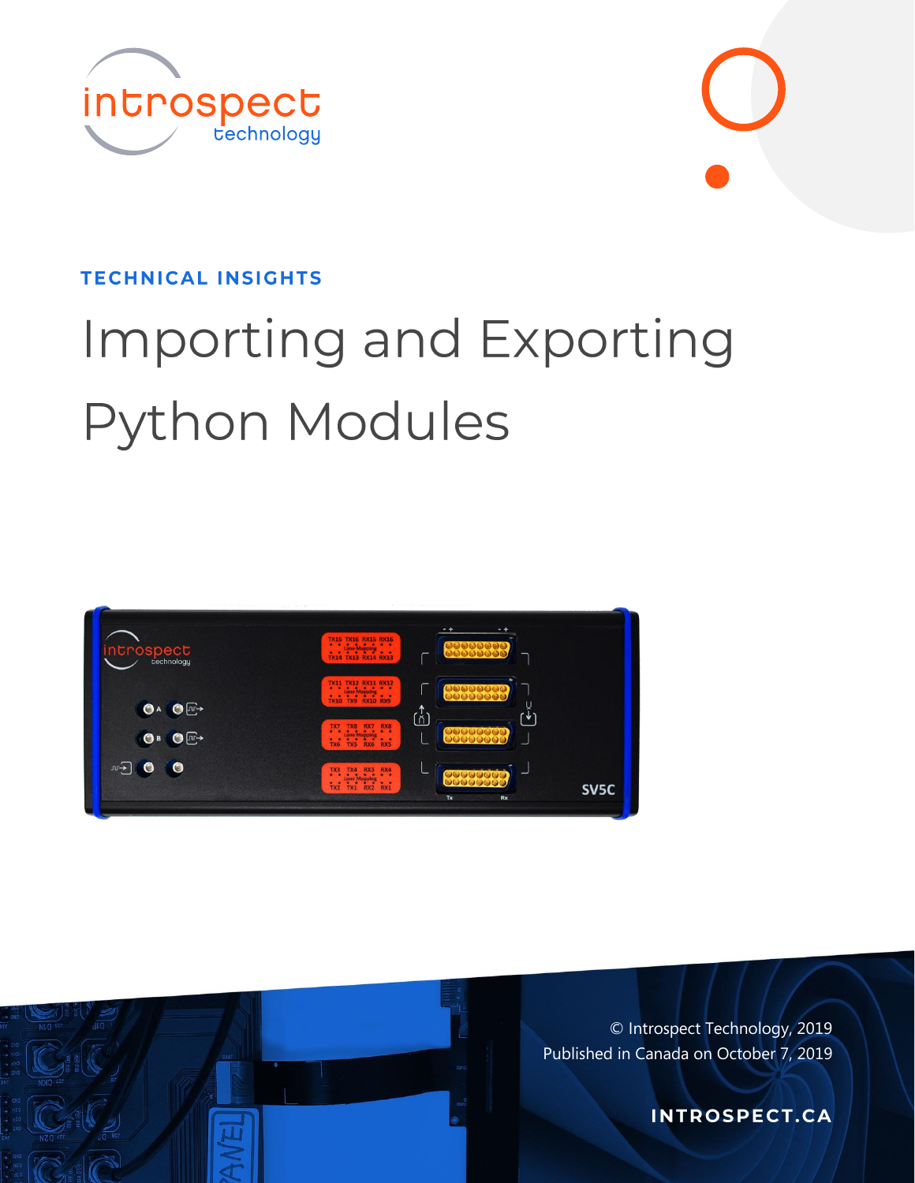TECHNICAL INSIGHTS

# Importing and Exporting Python Modules

© Introspect Technology, 2019
Published in Canada on October 7, 2019

INTROSPECT.CA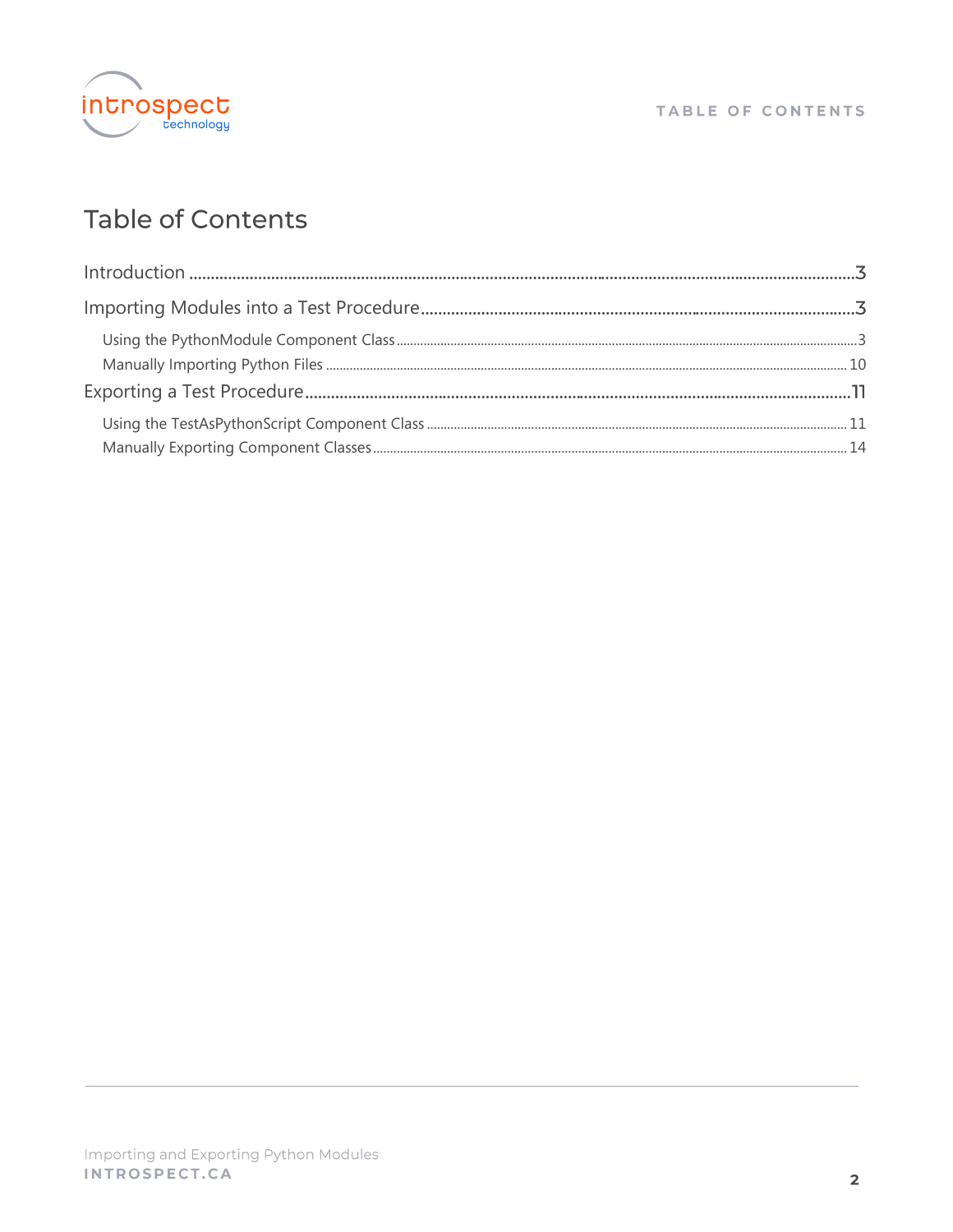# Table of Contents

Introduction .......... 3

Importing Modules into a Test Procedure .......... 3

- Using the PythonModule Component Class .......... 3
- Manually Importing Python Files .......... 10

Exporting a Test Procedure .......... 11

- Using the TestAsPythonScript Component Class .......... 11
- Manually Exporting Component Classes .......... 14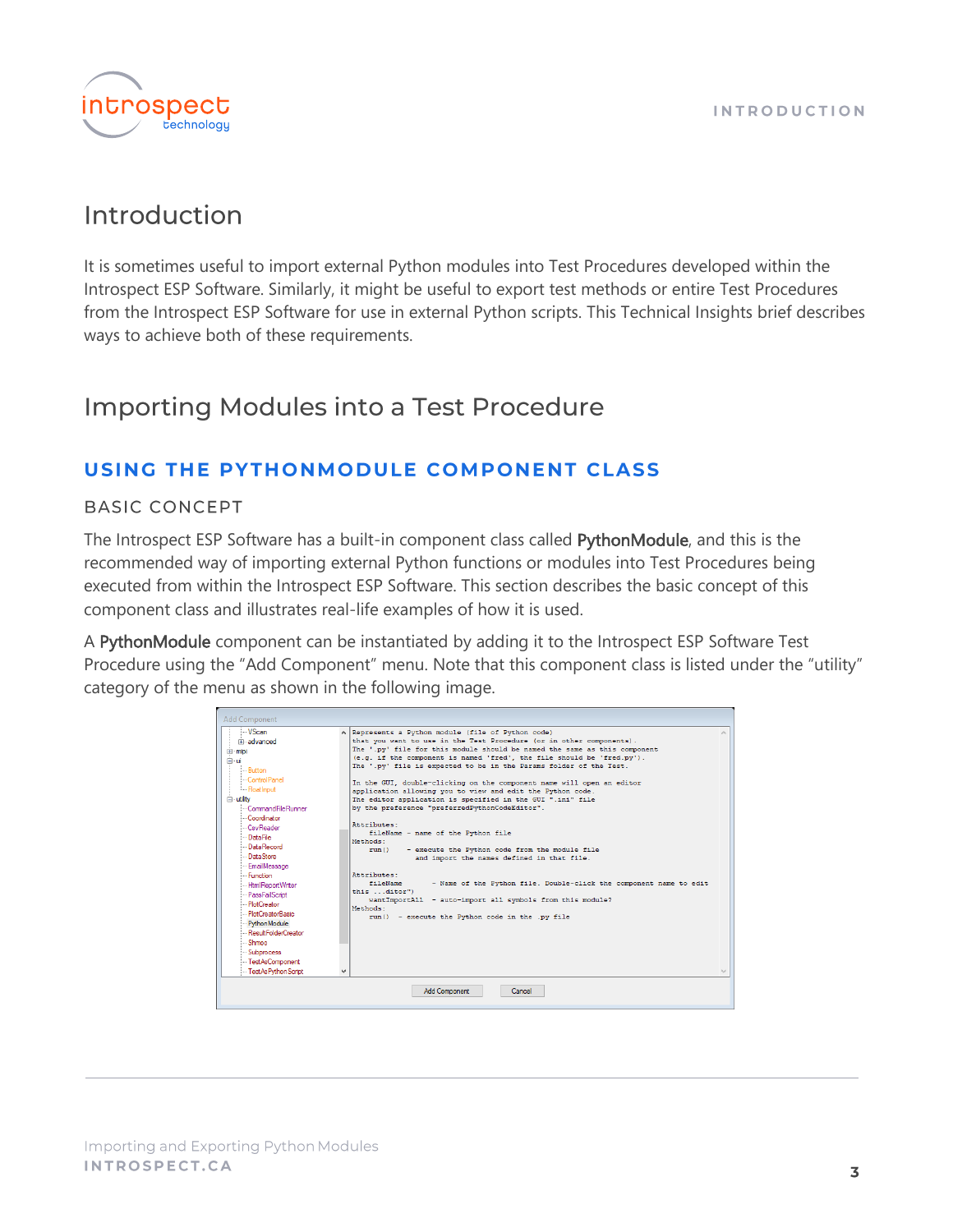# Introduction

It is sometimes useful to import external Python modules into Test Procedures developed within the Introspect ESP Software. Similarly, it might be useful to export test methods or entire Test Procedures from the Introspect ESP Software for use in external Python scripts. This Technical Insights brief describes ways to achieve both of these requirements.

# Importing Modules into a Test Procedure

## USING THE PYTHONMODULE COMPONENT CLASS

### BASIC CONCEPT

The Introspect ESP Software has a built-in component class called **PythonModule**, and this is the recommended way of importing external Python functions or modules into Test Procedures being executed from within the Introspect ESP Software. This section describes the basic concept of this component class and illustrates real-life examples of how it is used.

A **PythonModule** component can be instantiated by adding it to the Introspect ESP Software Test Procedure using the "Add Component" menu. Note that this component class is listed under the "utility" category of the menu as shown in the following image.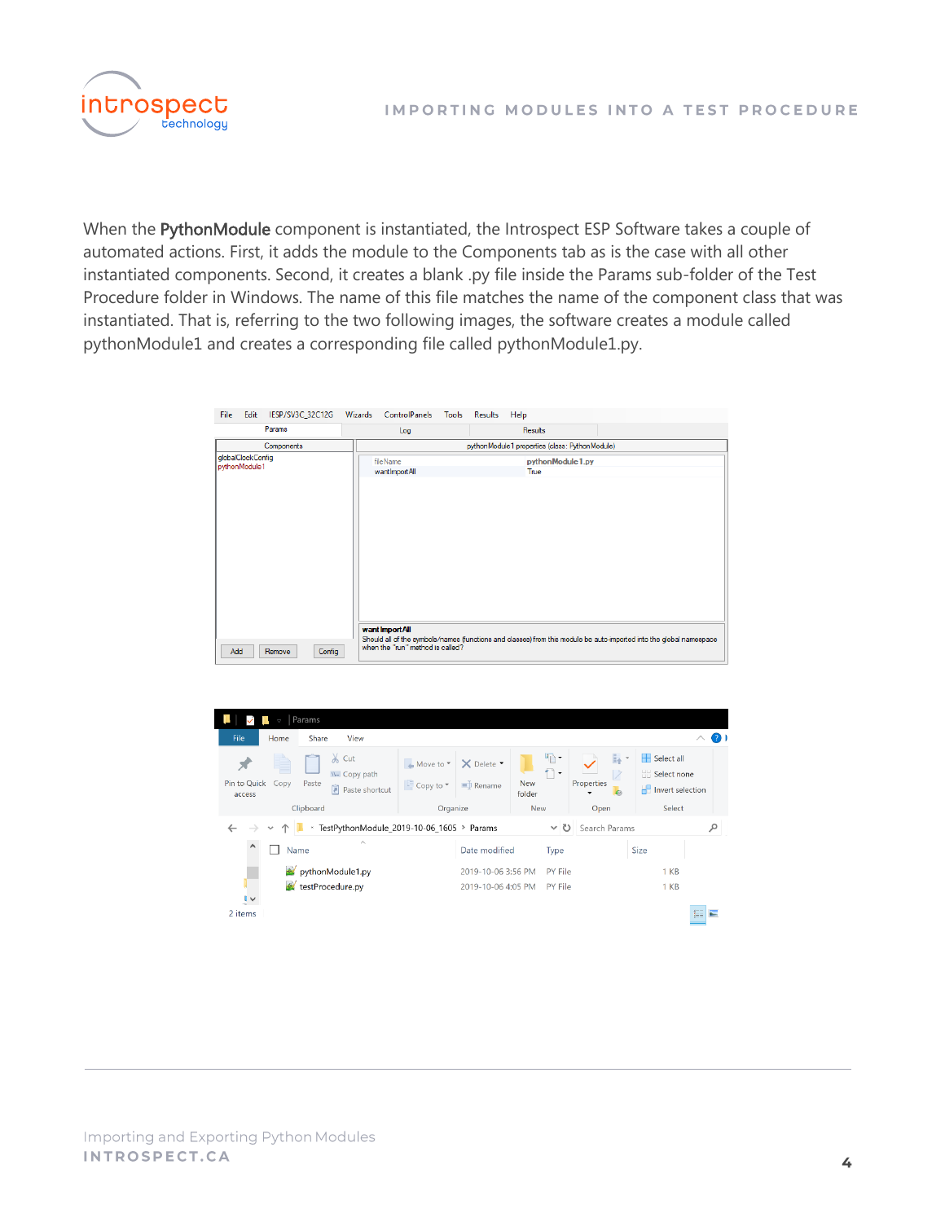When the **PythonModule** component is instantiated, the Introspect ESP Software takes a couple of automated actions. First, it adds the module to the Components tab as is the case with all other instantiated components. Second, it creates a blank .py file inside the Params sub-folder of the Test Procedure folder in Windows. The name of this file matches the name of the component class that was instantiated. That is, referring to the two following images, the software creates a module called pythonModule1 and creates a corresponding file called pythonModule1.py.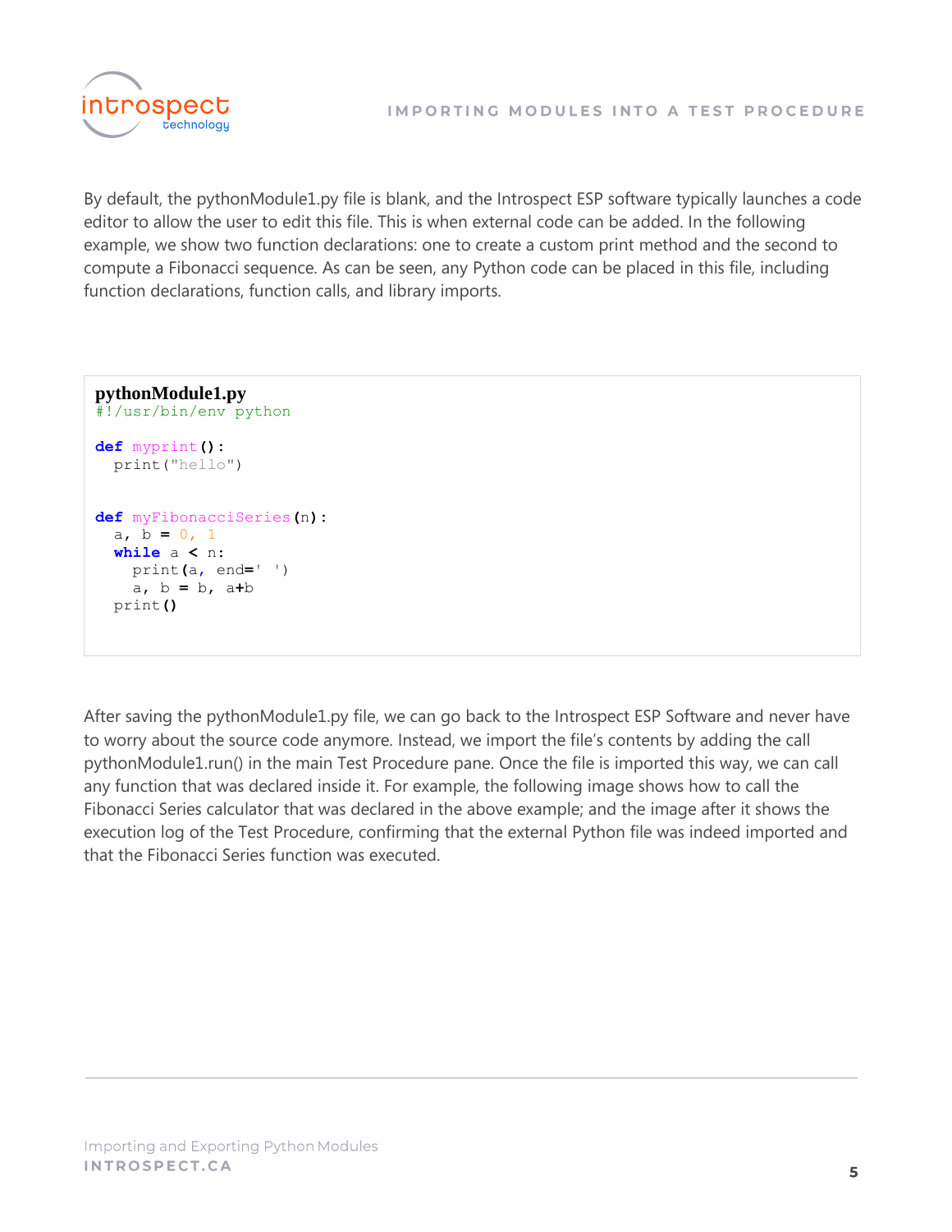By default, the pythonModule1.py file is blank, and the Introspect ESP software typically launches a code editor to allow the user to edit this file. This is when external code can be added. In the following example, we show two function declarations: one to create a custom print method and the second to compute a Fibonacci sequence. As can be seen, any Python code can be placed in this file, including function declarations, function calls, and library imports.

**pythonModule1.py**

```python
#!/usr/bin/env python

def myprint():
  print("hello")


def myFibonacciSeries(n):
  a, b = 0, 1
  while a < n:
    print(a, end=' ')
    a, b = b, a+b
  print()
```

After saving the pythonModule1.py file, we can go back to the Introspect ESP Software and never have to worry about the source code anymore. Instead, we import the file's contents by adding the call pythonModule1.run() in the main Test Procedure pane. Once the file is imported this way, we can call any function that was declared inside it. For example, the following image shows how to call the Fibonacci Series calculator that was declared in the above example; and the image after it shows the execution log of the Test Procedure, confirming that the external Python file was indeed imported and that the Fibonacci Series function was executed.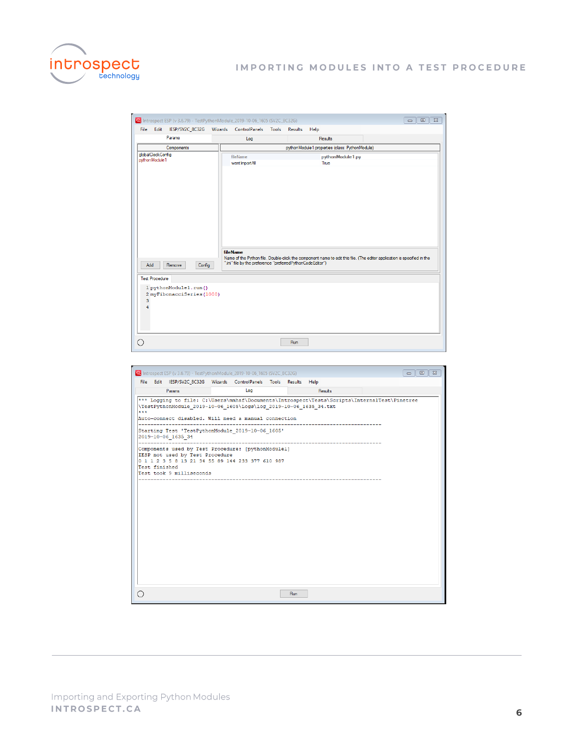```
1 pythonModule1.run()
2 myFibonacciSeries(1000)
3
4
```

```
*** Logging to file: C:\Users\mmhaf\Documents\Introspect\Tests\Scripts\InternalTest\Pinetree
\TestPythonModule_2019-10-06_1605\Logs\log_2019-10-06_1635_34.txt
***
Auto-connect disabled. Will need a manual connection
--------------------------------------------------------------------------------
Starting Test 'TestPythonModule_2019-10-06_1605'
2019-10-06_1635_34
--------------------------------------------------------------------------------
Components used by Test Procedure: [pythonModule1]
IESP not used by Test Procedure
0 1 1 2 3 5 8 13 21 34 55 89 144 233 377 610 987
Test finished
Test took 9 milliseconds
--------------------------------------------------------------------------------
```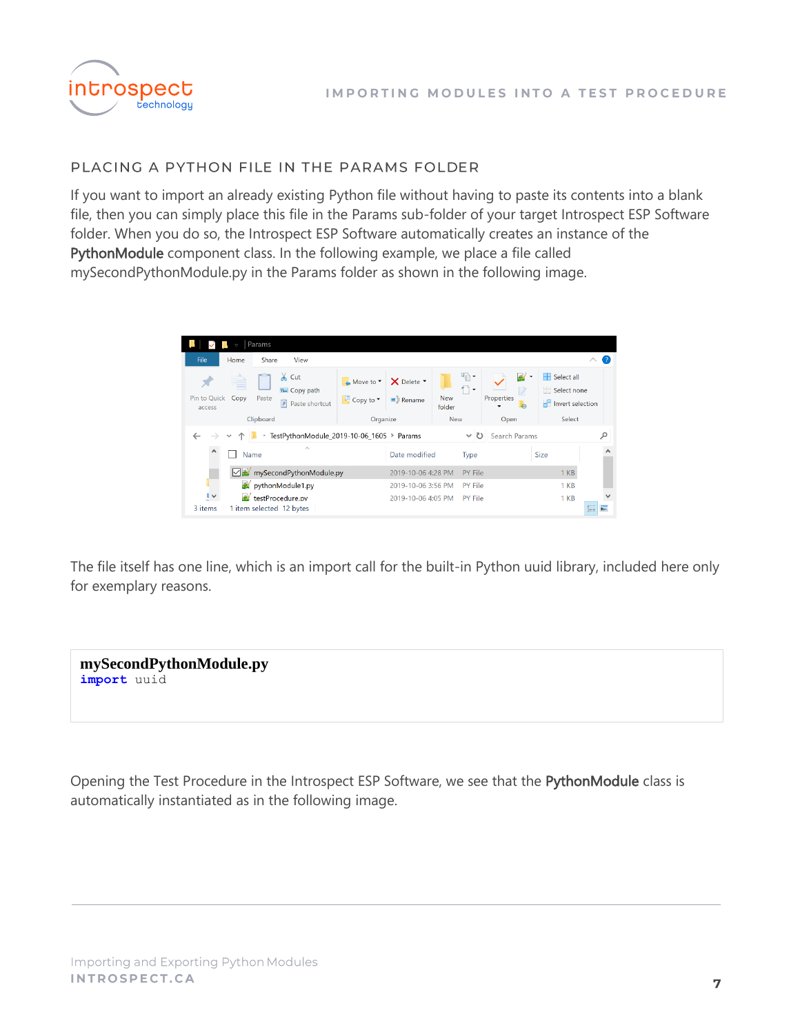## PLACING A PYTHON FILE IN THE PARAMS FOLDER

If you want to import an already existing Python file without having to paste its contents into a blank file, then you can simply place this file in the Params sub-folder of your target Introspect ESP Software folder. When you do so, the Introspect ESP Software automatically creates an instance of the **PythonModule** component class. In the following example, we place a file called mySecondPythonModule.py in the Params folder as shown in the following image.

The file itself has one line, which is an import call for the built-in Python uuid library, included here only for exemplary reasons.

**mySecondPythonModule.py**

```
import uuid
```

Opening the Test Procedure in the Introspect ESP Software, we see that the **PythonModule** class is automatically instantiated as in the following image.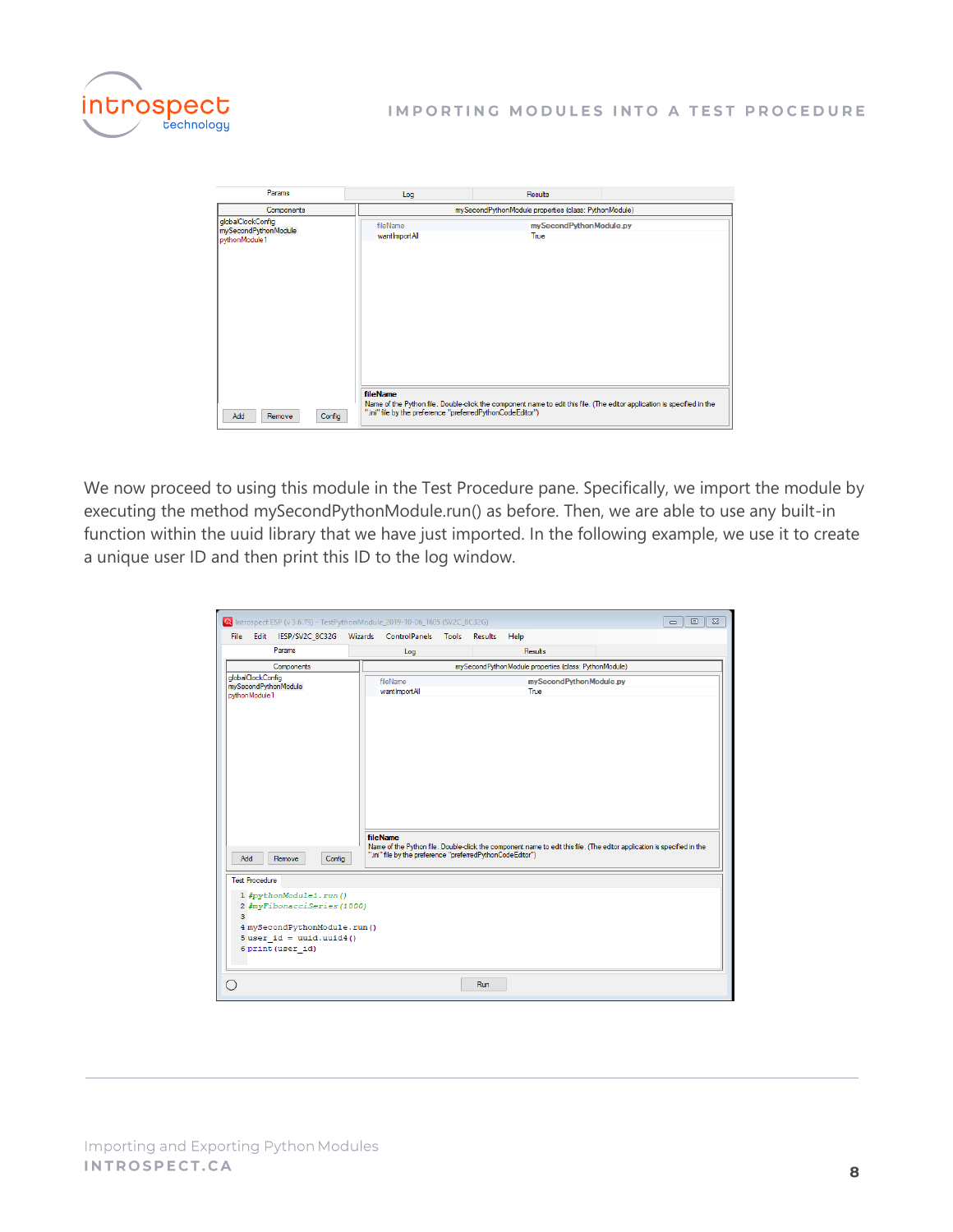We now proceed to using this module in the Test Procedure pane. Specifically, we import the module by executing the method mySecondPythonModule.run() as before. Then, we are able to use any built-in function within the uuid library that we have just imported. In the following example, we use it to create a unique user ID and then print this ID to the log window.

```
1 #pythonModule1.run()
2 #myFibonacciSeries(1000)
3
4 mySecondPythonModule.run()
5 user_id = uuid.uuid4()
6 print(user_id)
```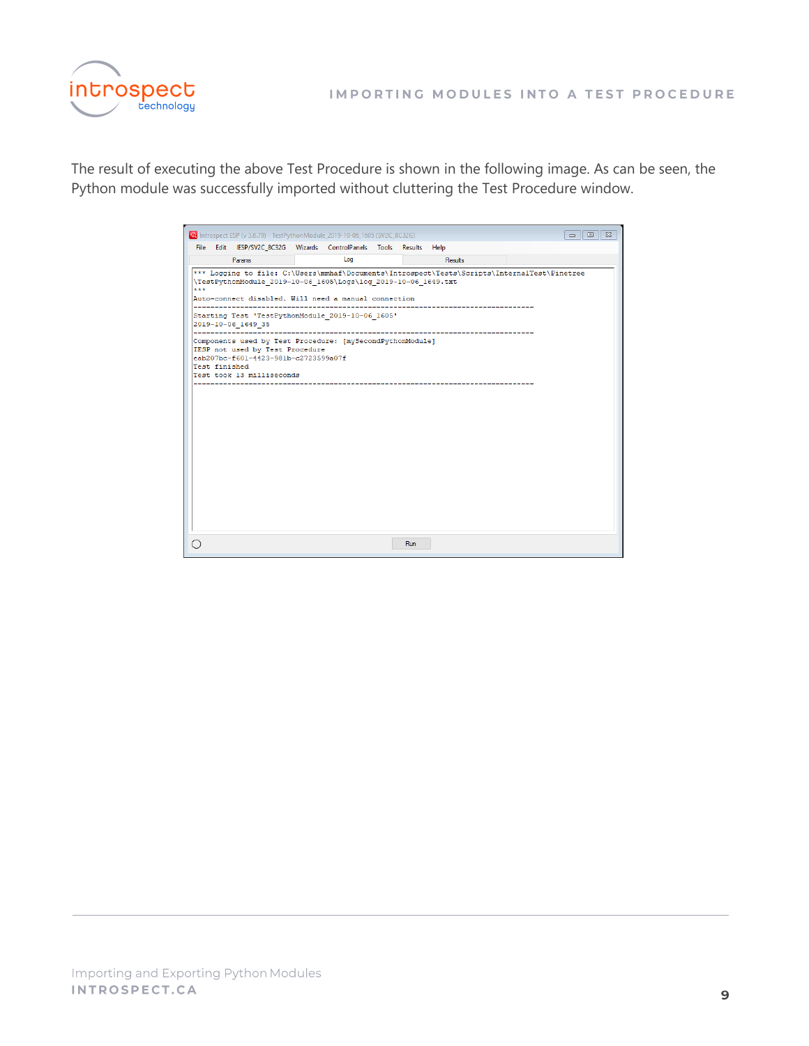The result of executing the above Test Procedure is shown in the following image. As can be seen, the Python module was successfully imported without cluttering the Test Procedure window.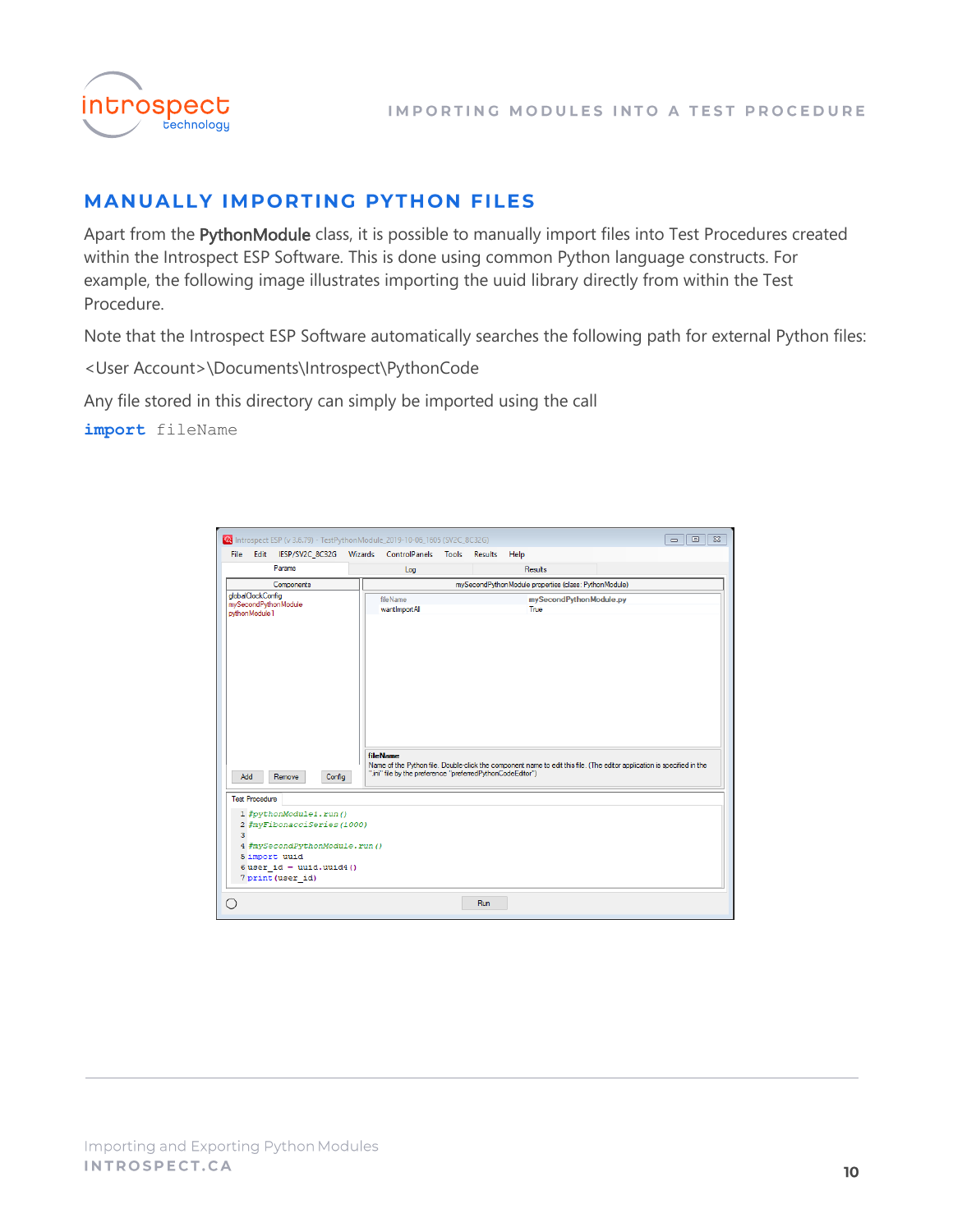## MANUALLY IMPORTING PYTHON FILES

Apart from the **PythonModule** class, it is possible to manually import files into Test Procedures created within the Introspect ESP Software. This is done using common Python language constructs. For example, the following image illustrates importing the uuid library directly from within the Test Procedure.

Note that the Introspect ESP Software automatically searches the following path for external Python files:

<User Account>\Documents\Introspect\PythonCode

Any file stored in this directory can simply be imported using the call

```
import fileName
```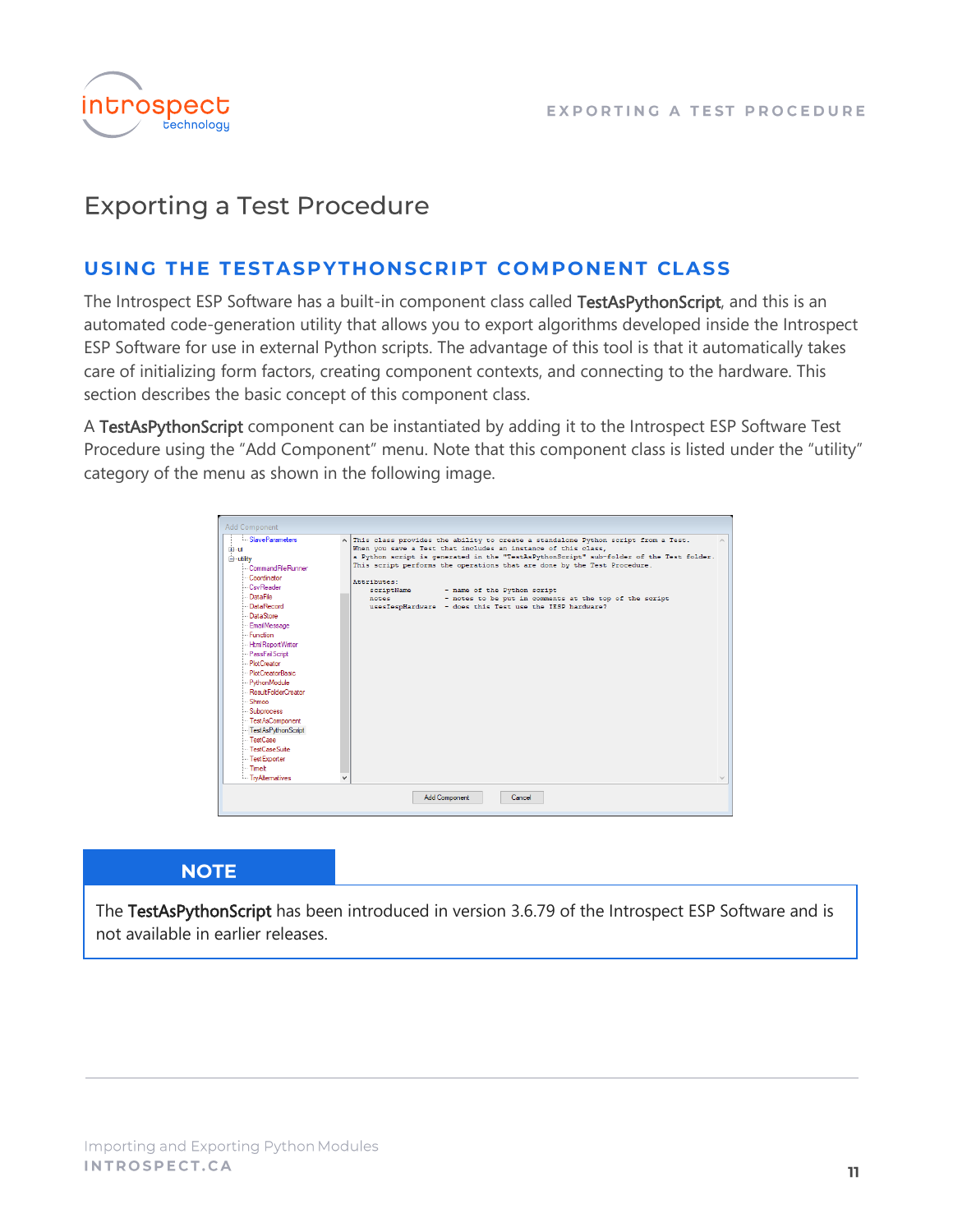# Exporting a Test Procedure

## USING THE TESTASPYTHONSCRIPT COMPONENT CLASS

The Introspect ESP Software has a built-in component class called **TestAsPythonScript**, and this is an automated code-generation utility that allows you to export algorithms developed inside the Introspect ESP Software for use in external Python scripts. The advantage of this tool is that it automatically takes care of initializing form factors, creating component contexts, and connecting to the hardware. This section describes the basic concept of this component class.

A **TestAsPythonScript** component can be instantiated by adding it to the Introspect ESP Software Test Procedure using the “Add Component” menu. Note that this component class is listed under the “utility” category of the menu as shown in the following image.

### NOTE

The **TestAsPythonScript** has been introduced in version 3.6.79 of the Introspect ESP Software and is not available in earlier releases.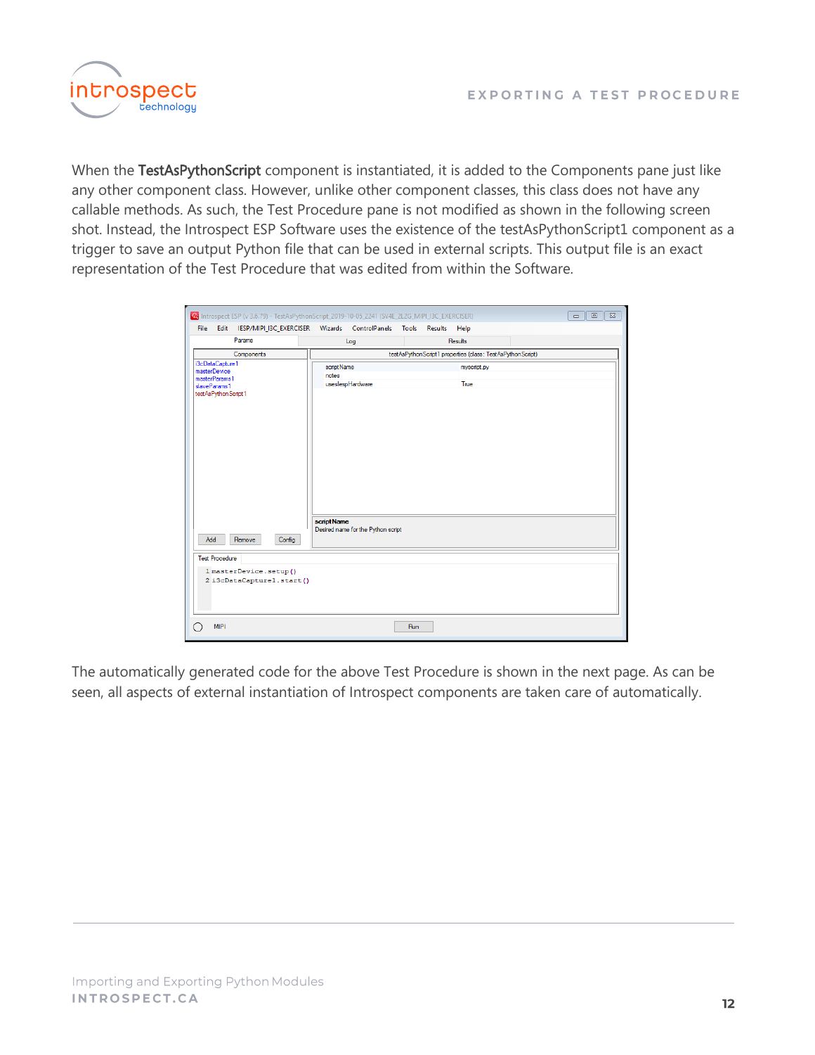When the **TestAsPythonScript** component is instantiated, it is added to the Components pane just like any other component class. However, unlike other component classes, this class does not have any callable methods. As such, the Test Procedure pane is not modified as shown in the following screen shot. Instead, the Introspect ESP Software uses the existence of the testAsPythonScript1 component as a trigger to save an output Python file that can be used in external scripts. This output file is an exact representation of the Test Procedure that was edited from within the Software.

The automatically generated code for the above Test Procedure is shown in the next page. As can be seen, all aspects of external instantiation of Introspect components are taken care of automatically.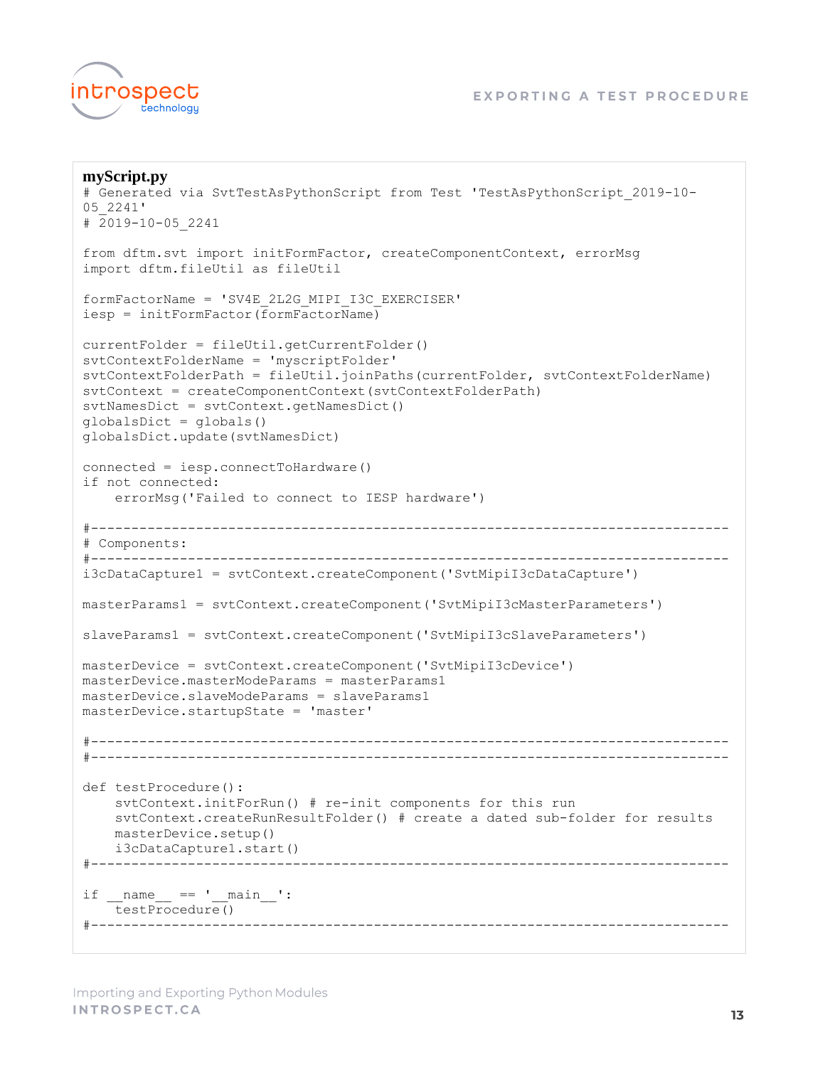**myScript.py**

```
# Generated via SvtTestAsPythonScript from Test 'TestAsPythonScript_2019-10-
05_2241'
# 2019-10-05_2241

from dftm.svt import initFormFactor, createComponentContext, errorMsg
import dftm.fileUtil as fileUtil

formFactorName = 'SV4E_2L2G_MIPI_I3C_EXERCISER'
iesp = initFormFactor(formFactorName)

currentFolder = fileUtil.getCurrentFolder()
svtContextFolderName = 'myscriptFolder'
svtContextFolderPath = fileUtil.joinPaths(currentFolder, svtContextFolderName)
svtContext = createComponentContext(svtContextFolderPath)
svtNamesDict = svtContext.getNamesDict()
globalsDict = globals()
globalsDict.update(svtNamesDict)

connected = iesp.connectToHardware()
if not connected:
    errorMsg('Failed to connect to IESP hardware')

#-------------------------------------------------------------------------------
# Components:
#-------------------------------------------------------------------------------
i3cDataCapture1 = svtContext.createComponent('SvtMipiI3cDataCapture')

masterParams1 = svtContext.createComponent('SvtMipiI3cMasterParameters')

slaveParams1 = svtContext.createComponent('SvtMipiI3cSlaveParameters')

masterDevice = svtContext.createComponent('SvtMipiI3cDevice')
masterDevice.masterModeParams = masterParams1
masterDevice.slaveModeParams = slaveParams1
masterDevice.startupState = 'master'

#-------------------------------------------------------------------------------
#-------------------------------------------------------------------------------

def testProcedure():
    svtContext.initForRun() # re-init components for this run
    svtContext.createRunResultFolder() # create a dated sub-folder for results
    masterDevice.setup()
    i3cDataCapture1.start()
#-------------------------------------------------------------------------------

if __name__ == '__main__':
    testProcedure()
#-------------------------------------------------------------------------------
```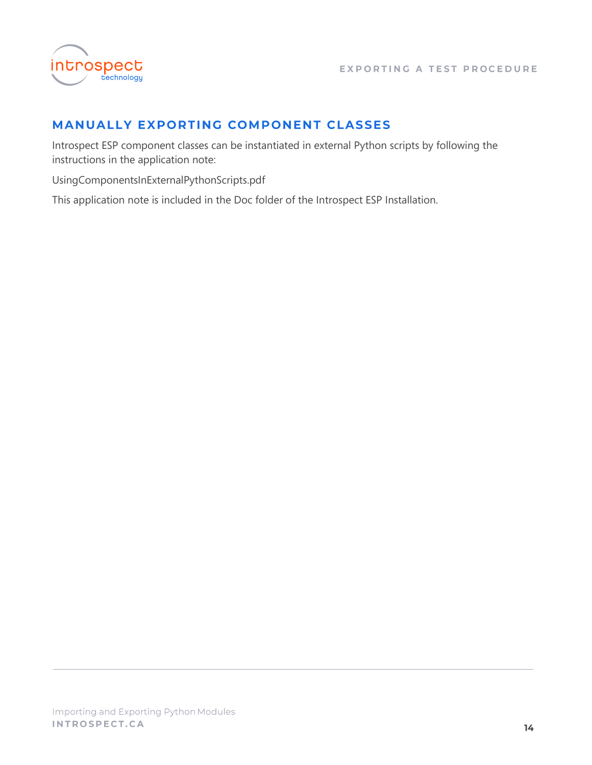## MANUALLY EXPORTING COMPONENT CLASSES

Introspect ESP component classes can be instantiated in external Python scripts by following the instructions in the application note:

UsingComponentsInExternalPythonScripts.pdf

This application note is included in the Doc folder of the Introspect ESP Installation.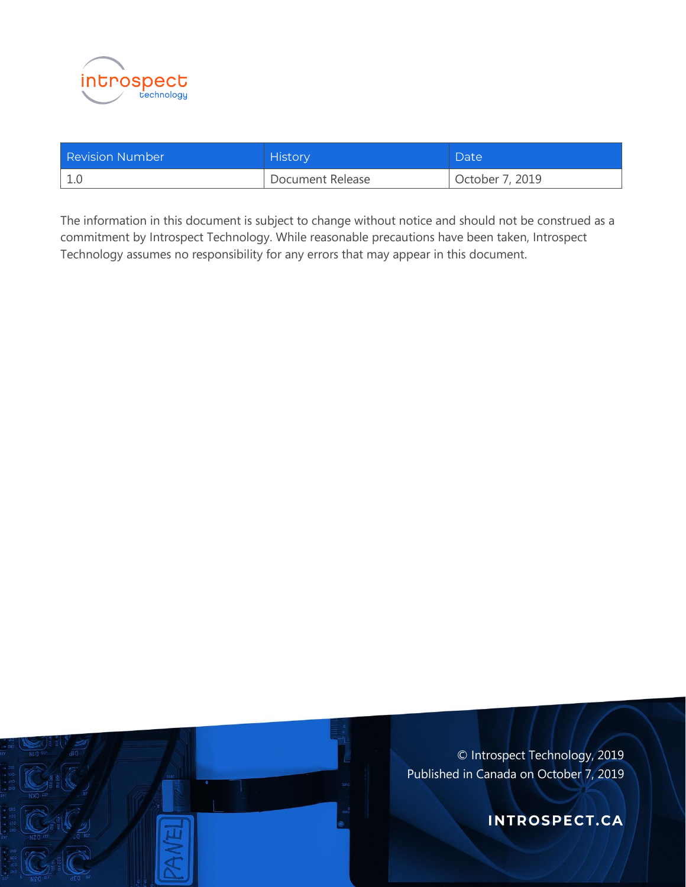| Revision Number | History | Date |
| --- | --- | --- |
| 1.0 | Document Release | October 7, 2019 |

The information in this document is subject to change without notice and should not be construed as a commitment by Introspect Technology. While reasonable precautions have been taken, Introspect Technology assumes no responsibility for any errors that may appear in this document.

© Introspect Technology, 2019
Published in Canada on October 7, 2019

**INTROSPECT.CA**